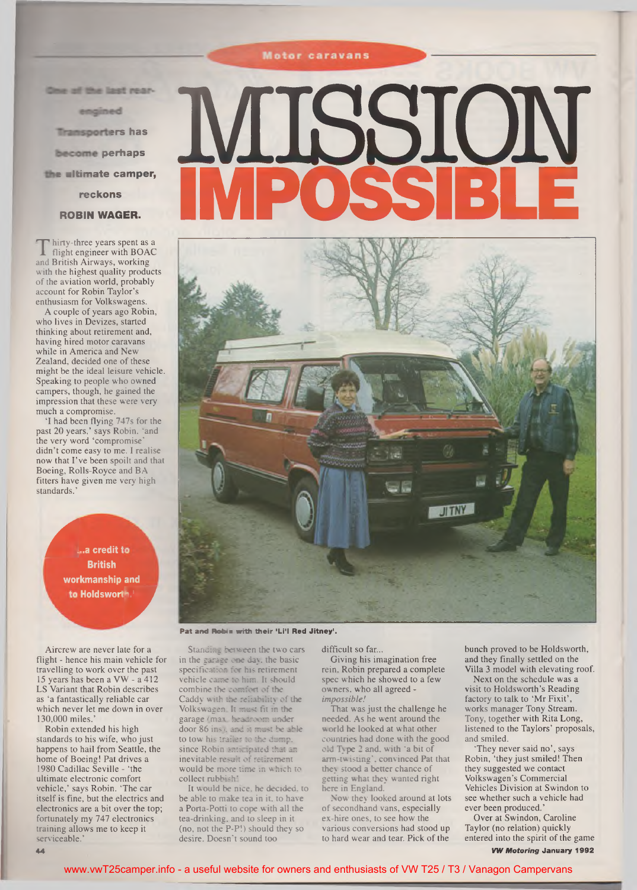Motor caravans

# MISSION IMPOSSIBLE

**One of the last rear-engined Transporters has become perhaps the ultimate camper, reckons ROBIN WAGER.**

Thirty-three years spent as a flight engineer with BOAC and British Airways, working with the highest quality products of the aviation world, probably account for Robin Taylor's enthusiasm for Volkswagens.

A couple of years ago Robin, who lives in Devizes, started thinking about retirement and, having hired motor caravans while in America and New Zealand, decided one of these might be the ideal leisure vehicle. Speaking to people who owned campers, though, he gained the impression that these were very much a compromise.

'I had been flying 747s for the past 20 years,' says Robin, 'and the very word 'compromise' didn't come easy to me. I realise now that I've been spoilt and that Boeing, Rolls-Royce and BA fitters have given me very high standards.'

> '...a credit to British workmanship and to Holdsworth.'

Pat and Robin with their 'Li'l Red Jitney'.

Aircrew are never late for a flight - hence his main vehicle for travelling to work over the past 15 years has been a VW - a 412 LS Variant that Robin describes as 'a fantastically reliable car which never let me down in over 130,000 miles.'

Robin extended his high standards to his wife, who just happens to hail from Seattle, the home of Boeing! Pat drives a 1980 Cadillac Seville - 'the ultimate electronic comfort vehicle,' says Robin. 'The car itself is fine, but the electrics and electronics are a bit over the top; fortunately my 747 electronics training allows me to keep it serviceable.'

Standing between the two cars in the garage one day, the basic specification for his retirement vehicle came to him. It should combine the comfort of the Caddy with the reliability of the Volkswagen. It must fit in the garage (max. headroom under door 86 ins), and it must be able to tow his trailer to the dump, since Robin anticipated that an inevitable result of retirement would be more time in which to collect rubbish!

It would be nice, he decided, to be able to make tea in it, to have a Porta-Potti to cope with all the tea-drinking, and to sleep in it (no, not the P-P!) should they so desire. Doesn't sound too difficult so far...

Giving his imagination free rein, Robin prepared a complete spec which he showed to a few owners, who all agreed - *impossible!*

That was just the challenge he needed. As he went around the world he looked at what other countries had done with the good old Type 2 and, with 'a bit of arm-twisting', convinced Pat that they stood a better chance of getting what they wanted right here in England.

Now they looked around at lots of secondhand vans, especially ex-hire ones, to see how the various conversions had stood up to hard wear and tear. Pick of the bunch proved to be Holdsworth, and they finally settled on the Villa 3 model with elevating roof.

Next on the schedule was a visit to Holdsworth's Reading factory to talk to 'Mr Fixit', works manager Tony Stream. Tony, together with Rita Long, listened to the Taylors' proposals, and smiled.

'They never said no', says Robin, 'they just smiled! Then they suggested we contact Volkswagen's Commercial Vehicles Division at Swindon to see whether such a vehicle had ever been produced.'

Over at Swindon, Caroline Taylor (no relation) quickly entered into the spirit of the game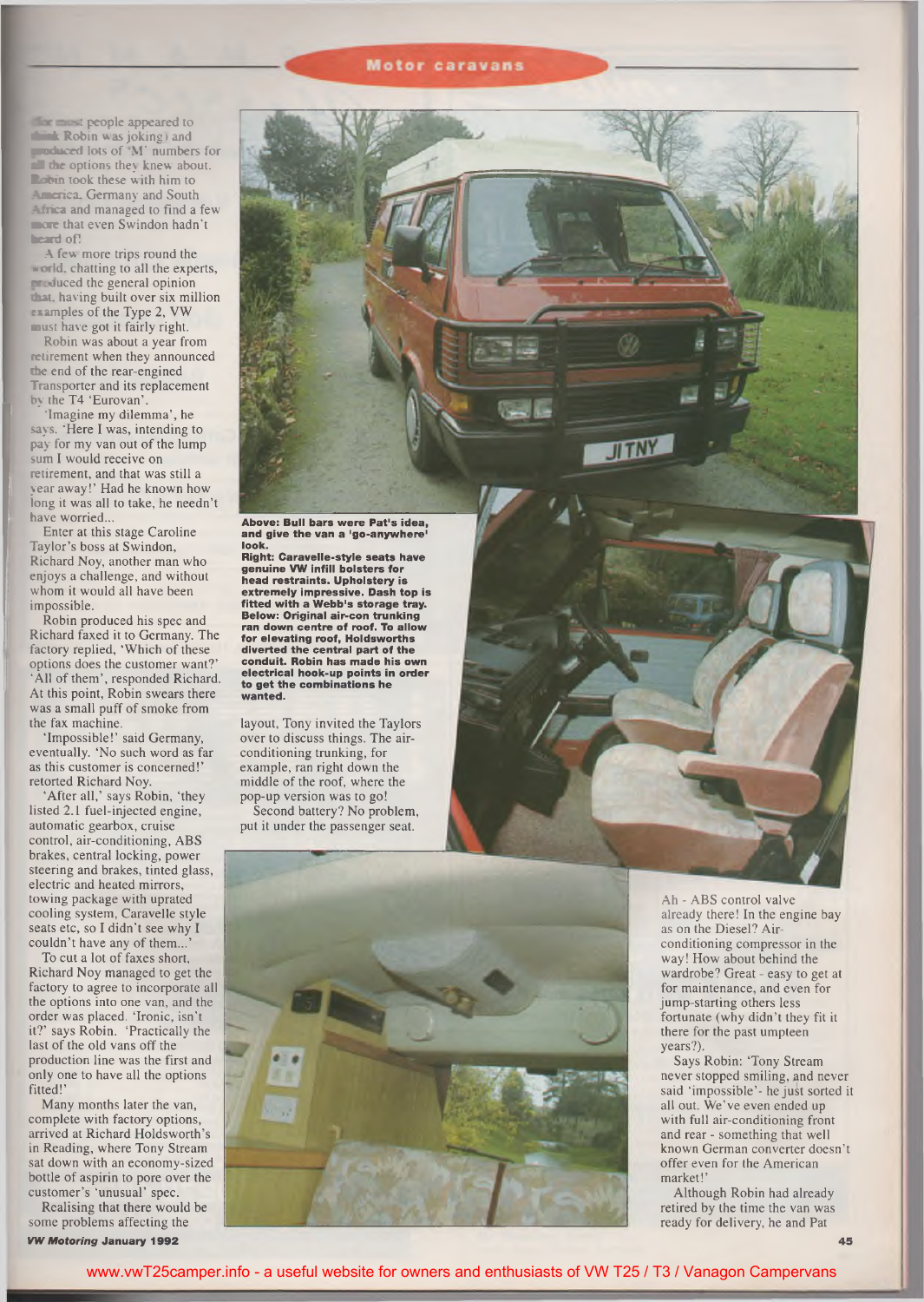For most people appeared to think Robin was joking) and produced lots of 'M' numbers for all the options they knew about. Robin took these with him to America, Germany and South Africa and managed to find a few more that even Swindon hadn't heard of!

A few more trips round the world, chatting to all the experts, produced the general opinion that, having built over six million examples of the Type 2, VW must have got it fairly right.

Robin was about a year from retirement when they announced the end of the rear-engined Transporter and its replacement by the T4 'Eurovan'.

'Imagine my dilemma', he says. 'Here I was, intending to pay for my van out of the lump sum I would receive on retirement, and that was still a year away!' Had he known how long it was all to take, he needn't have worried...

Enter at this stage Caroline Taylor's boss at Swindon, Richard Noy, another man who enjoys a challenge, and without whom it would all have been impossible.

Robin produced his spec and Richard faxed it to Germany. The factory replied, 'Which of these options does the customer want?' 'All of them', responded Richard. At this point, Robin swears there was a small puff of smoke from the fax machine.

'Impossible!' said Germany, eventually. 'No such word as far as this customer is concerned!' retorted Richard Noy.

'After all,' says Robin, 'they listed 2.1 fuel-injected engine, automatic gearbox, cruise control, air-conditioning, ABS brakes, central locking, power steering and brakes, tinted glass, electric and heated mirrors, towing package with uprated cooling system, Caravelle style seats etc, so I didn't see why I couldn't have any of them...'

To cut a lot of faxes short, Richard Noy managed to get the factory to agree to incorporate all the options into one van, and the order was placed. 'Ironic, isn't it?' says Robin. 'Practically the last of the old vans off the production line was the first and only one to have all the options fitted!'

Many months later the van, complete with factory options, arrived at Richard Holdsworth's in Reading, where Tony Stream sat down with an economy-sized bottle of aspirin to pore over the customer's 'unusual' spec.

Realising that there would be some problems affecting the layout, Tony invited the Taylors over to discuss things. The air-conditioning trunking, for example, ran right down the middle of the roof, where the pop-up version was to go!

Second battery? No problem, put it under the passenger seat. Ah - ABS control valve already there! In the engine bay as on the Diesel? Air-conditioning compressor in the way! How about behind the wardrobe? Great - easy to get at for maintenance, and even for jump-starting others less fortunate (why didn't they fit it there for the past umpteen years?).

Says Robin: 'Tony Stream never stopped smiling, and never said 'impossible'- he just sorted it all out. We've even ended up with full air-conditioning front and rear - something that well known German converter doesn't offer even for the American market!'

Although Robin had already retired by the time the van was ready for delivery, he and Pat

**Above: Bull bars were Pat's idea, and give the van a 'go-anywhere' look.**
**Right: Caravelle-style seats have genuine VW infill bolsters for head restraints. Upholstery is extremely impressive. Dash top is fitted with a Webb's storage tray.**
**Below: Original air-con trunking ran down centre of roof. To allow for elevating roof, Holdsworths diverted the central part of the conduit. Robin has made his own electrical hook-up points in order to get the combinations he wanted.**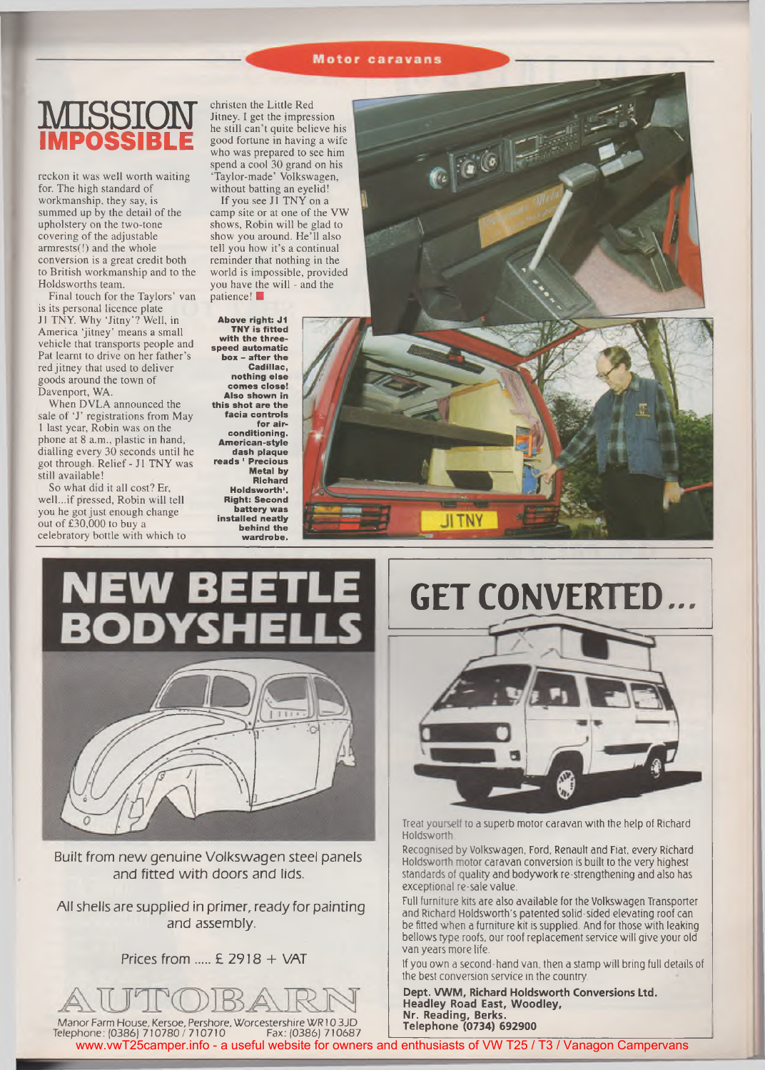# MISSION IMPOSSIBLE

reckon it was well worth waiting for. The high standard of workmanship, they say, is summed up by the detail of the upholstery on the two-tone covering of the adjustable armrests(!) and the whole conversion is a great credit both to British workmanship and to the Holdsworths team.

Final touch for the Taylors' van is its personal licence plate J1 TNY. Why 'Jitny'? Well, in America 'jitney' means a small vehicle that transports people and Pat learnt to drive on her father's red jitney that used to deliver goods around the town of Davenport, WA.

When DVLA announced the sale of 'J' registrations from May 1 last year, Robin was on the phone at 8 a.m., plastic in hand, dialling every 30 seconds until he got through. Relief - J1 TNY was still available!

So what did it all cost? Er, well...if pressed, Robin will tell you he got just enough change out of £30,000 to buy a celebratory bottle with which to christen the Little Red Jitney. I get the impression he still can't quite believe his good fortune in having a wife who was prepared to see him spend a cool 30 grand on his 'Taylor-made' Volkswagen, without batting an eyelid!

If you see J1 TNY on a camp site or at one of the VW shows, Robin will be glad to show you around. He'll also tell you how it's a continual reminder that nothing in the world is impossible, provided you have the will - and the patience! ■

**Above right: J1 TNY is fitted with the three-speed automatic box – after the Cadillac, nothing else comes close! Also shown in this shot are the facia controls for air-conditioning. American-style dash plaque reads ' Precious Metal by Richard Holdsworth'. Right: Second battery was installed neatly behind the wardrobe.**

---

# NEW BEETLE BODYSHELLS

Built from new genuine Volkswagen steel panels and fitted with doors and lids.

All shells are supplied in primer, ready for painting and assembly.

Prices from ..... £ 2918 + VAT

**AUTOBARN**

Manor Farm House, Kersoe, Pershore, Worcestershire WR10 3JD
Telephone: (0386) 710780 / 710710 Fax: (0386) 710687

---

# GET CONVERTED...

Treat yourself to a superb motor caravan with the help of Richard Holdsworth.

Recognised by Volkswagen, Ford, Renault and Fiat, every Richard Holdsworth motor caravan conversion is built to the very highest standards of quality and bodywork re-strengthening and also has exceptional re-sale value.

Full furniture kits are also available for the Volkswagen Transporter and Richard Holdsworth's patented solid-sided elevating roof can be fitted when a furniture kit is supplied. And for those with leaking bellows type roofs, our roof replacement service will give your old van years more life.

If you own a second-hand van, then a stamp will bring full details of the best conversion service in the country.

**Dept. VWM, Richard Holdsworth Conversions Ltd.**
**Headley Road East, Woodley,**
**Nr. Reading, Berks.**
**Telephone (0734) 692900**

www.vwT25camper.info - a useful website for owners and enthusiasts of VW T25 / T3 / Vanagon Campervans